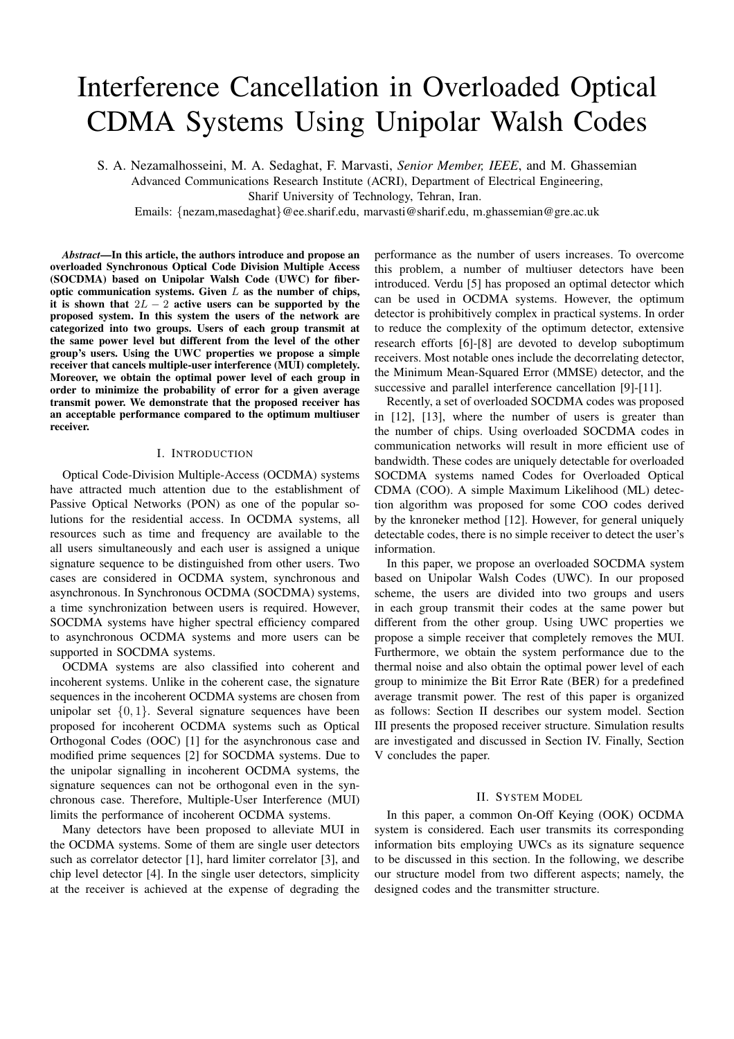# Interference Cancellation in Overloaded Optical CDMA Systems Using Unipolar Walsh Codes

S. A. Nezamalhosseini, M. A. Sedaghat, F. Marvasti, *Senior Member, IEEE*, and M. Ghassemian

Advanced Communications Research Institute (ACRI), Department of Electrical Engineering,

Sharif University of Technology, Tehran, Iran.

Emails: {nezam,masedaghat}@ee.sharif.edu, marvasti@sharif.edu, m.ghassemian@gre.ac.uk

***Abstract*—In this article, the authors introduce and propose an overloaded Synchronous Optical Code Division Multiple Access (SOCDMA) based on Unipolar Walsh Code (UWC) for fiber-optic communication systems. Given $L$ as the number of chips, it is shown that $2L-2$ active users can be supported by the proposed system. In this system the users of the network are categorized into two groups. Users of each group transmit at the same power level but different from the level of the other group's users. Using the UWC properties we propose a simple receiver that cancels multiple-user interference (MUI) completely. Moreover, we obtain the optimal power level of each group in order to minimize the probability of error for a given average transmit power. We demonstrate that the proposed receiver has an acceptable performance compared to the optimum multiuser receiver.**

## I. Introduction

Optical Code-Division Multiple-Access (OCDMA) systems have attracted much attention due to the establishment of Passive Optical Networks (PON) as one of the popular solutions for the residential access. In OCDMA systems, all resources such as time and frequency are available to the all users simultaneously and each user is assigned a unique signature sequence to be distinguished from other users. Two cases are considered in OCDMA system, synchronous and asynchronous. In Synchronous OCDMA (SOCDMA) systems, a time synchronization between users is required. However, SOCDMA systems have higher spectral efficiency compared to asynchronous OCDMA systems and more users can be supported in SOCDMA systems.

OCDMA systems are also classified into coherent and incoherent systems. Unlike in the coherent case, the signature sequences in the incoherent OCDMA systems are chosen from unipolar set $\{0, 1\}$. Several signature sequences have been proposed for incoherent OCDMA systems such as Optical Orthogonal Codes (OOC) [1] for the asynchronous case and modified prime sequences [2] for SOCDMA systems. Due to the unipolar signalling in incoherent OCDMA systems, the signature sequences can not be orthogonal even in the synchronous case. Therefore, Multiple-User Interference (MUI) limits the performance of incoherent OCDMA systems.

Many detectors have been proposed to alleviate MUI in the OCDMA systems. Some of them are single user detectors such as correlator detector [1], hard limiter correlator [3], and chip level detector [4]. In the single user detectors, simplicity at the receiver is achieved at the expense of degrading the performance as the number of users increases. To overcome this problem, a number of multiuser detectors have been introduced. Verdu [5] has proposed an optimal detector which can be used in OCDMA systems. However, the optimum detector is prohibitively complex in practical systems. In order to reduce the complexity of the optimum detector, extensive research efforts [6]-[8] are devoted to develop suboptimum receivers. Most notable ones include the decorrelating detector, the Minimum Mean-Squared Error (MMSE) detector, and the successive and parallel interference cancellation [9]-[11].

Recently, a set of overloaded SOCDMA codes was proposed in [12], [13], where the number of users is greater than the number of chips. Using overloaded SOCDMA codes in communication networks will result in more efficient use of bandwidth. These codes are uniquely detectable for overloaded SOCDMA systems named Codes for Overloaded Optical CDMA (COO). A simple Maximum Likelihood (ML) detection algorithm was proposed for some COO codes derived by the knroneker method [12]. However, for general uniquely detectable codes, there is no simple receiver to detect the user's information.

In this paper, we propose an overloaded SOCDMA system based on Unipolar Walsh Codes (UWC). In our proposed scheme, the users are divided into two groups and users in each group transmit their codes at the same power but different from the other group. Using UWC properties we propose a simple receiver that completely removes the MUI. Furthermore, we obtain the system performance due to the thermal noise and also obtain the optimal power level of each group to minimize the Bit Error Rate (BER) for a predefined average transmit power. The rest of this paper is organized as follows: Section II describes our system model. Section III presents the proposed receiver structure. Simulation results are investigated and discussed in Section IV. Finally, Section V concludes the paper.

## II. System Model

In this paper, a common On-Off Keying (OOK) OCDMA system is considered. Each user transmits its corresponding information bits employing UWCs as its signature sequence to be discussed in this section. In the following, we describe our structure model from two different aspects; namely, the designed codes and the transmitter structure.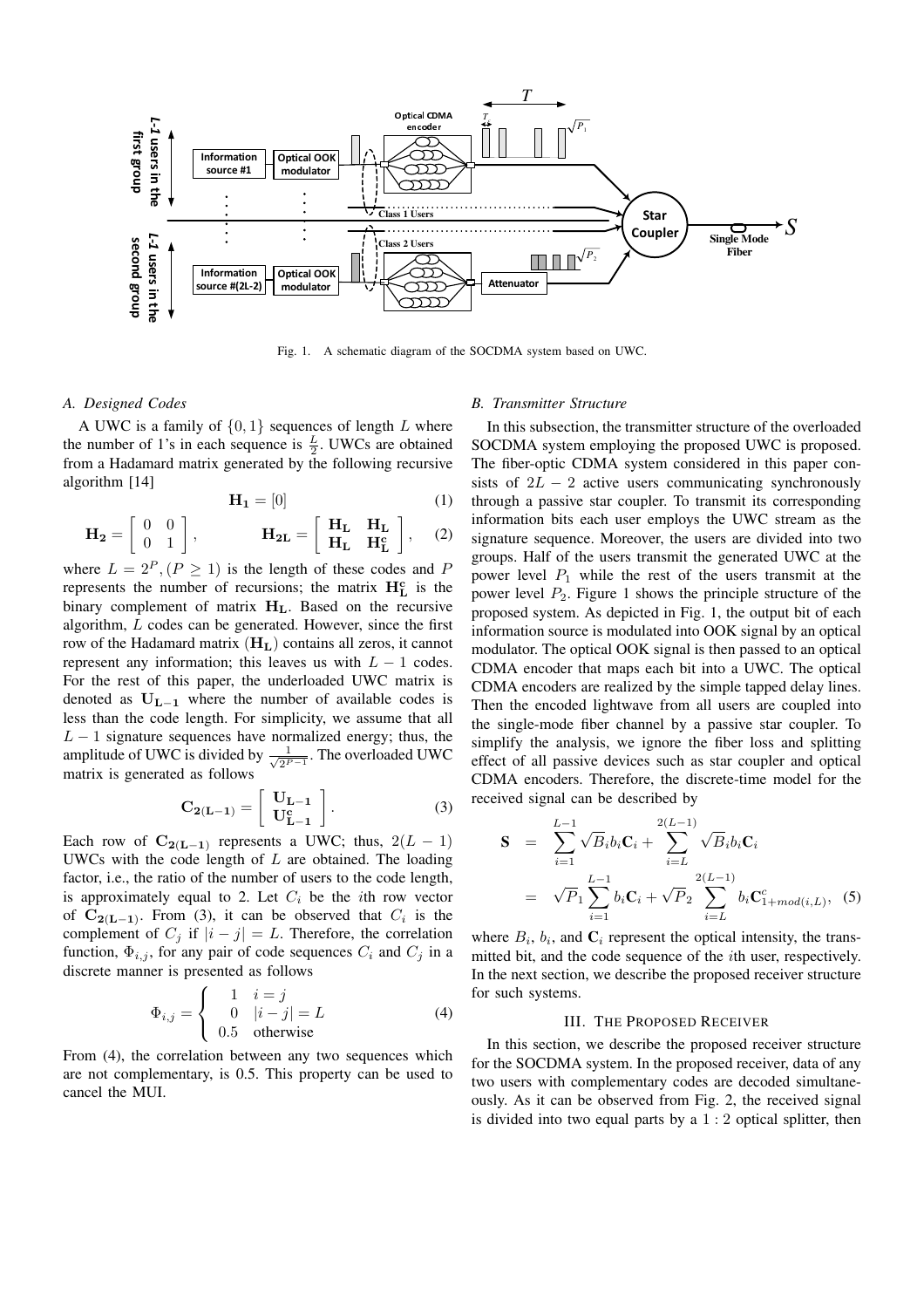Optical CDMA encoder

$T$

$T_c$

$\sqrt{P_1}$

L-1 users in the first group

Information source #1

Optical OOK modulator

Class 1 Users

Star Coupler

Single Mode Fiber

$S$

L-1 users in the second group

Class 2 Users

$\sqrt{P_2}$

Information source #(2L-2)

Optical OOK modulator

Attenuator

Fig. 1. A schematic diagram of the SOCDMA system based on UWC.

### A. Designed Codes

A UWC is a family of $\{0, 1\}$ sequences of length $L$ where the number of 1's in each sequence is $\frac{L}{2}$. UWCs are obtained from a Hadamard matrix generated by the following recursive algorithm [14]

$$\mathbf{H_1} = [0] \tag{1}$$

$$\mathbf{H_2} = \begin{bmatrix} 0 & 0 \\ 0 & 1 \end{bmatrix}, \qquad \mathbf{H_{2L}} = \begin{bmatrix} \mathbf{H_L} & \mathbf{H_L} \\ \mathbf{H_L} & \mathbf{H_L^c} \end{bmatrix}, \tag{2}$$

where $L = 2^P, (P \geq 1)$ is the length of these codes and $P$ represents the number of recursions; the matrix $\mathbf{H_L^c}$ is the binary complement of matrix $\mathbf{H_L}$. Based on the recursive algorithm, $L$ codes can be generated. However, since the first row of the Hadamard matrix ($\mathbf{H_L}$) contains all zeros, it cannot represent any information; this leaves us with $L-1$ codes. For the rest of this paper, the underloaded UWC matrix is denoted as $\mathbf{U_{L-1}}$ where the number of available codes is less than the code length. For simplicity, we assume that all $L-1$ signature sequences have normalized energy; thus, the amplitude of UWC is divided by $\frac{1}{\sqrt{2^{P-1}}}$. The overloaded UWC matrix is generated as follows

$$\mathbf{C_{2(L-1)}} = \begin{bmatrix} \mathbf{U_{L-1}} \\ \mathbf{U_{L-1}^c} \end{bmatrix}. \tag{3}$$

Each row of $\mathbf{C_{2(L-1)}}$ represents a UWC; thus, $2(L-1)$ UWCs with the code length of $L$ are obtained. The loading factor, i.e., the ratio of the number of users to the code length, is approximately equal to 2. Let $C_i$ be the $i$th row vector of $\mathbf{C_{2(L-1)}}$. From (3), it can be observed that $C_i$ is the complement of $C_j$ if $|i - j| = L$. Therefore, the correlation function, $\Phi_{i,j}$, for any pair of code sequences $C_i$ and $C_j$ in a discrete manner is presented as follows

$$\Phi_{i,j} = \begin{cases} 1 & i = j \\ 0 & |i - j| = L \\ 0.5 & \text{otherwise} \end{cases} \tag{4}$$

From (4), the correlation between any two sequences which are not complementary, is 0.5. This property can be used to cancel the MUI.

### B. Transmitter Structure

In this subsection, the transmitter structure of the overloaded SOCDMA system employing the proposed UWC is proposed. The fiber-optic CDMA system considered in this paper consists of $2L-2$ active users communicating synchronously through a passive star coupler. To transmit its corresponding information bits each user employs the UWC stream as the signature sequence. Moreover, the users are divided into two groups. Half of the users transmit the generated UWC at the power level $P_1$ while the rest of the users transmit at the power level $P_2$. Figure 1 shows the principle structure of the proposed system. As depicted in Fig. 1, the output bit of each information source is modulated into OOK signal by an optical modulator. The optical OOK signal is then passed to an optical CDMA encoder that maps each bit into a UWC. The optical CDMA encoders are realized by the simple tapped delay lines. Then the encoded lightwave from all users are coupled into the single-mode fiber channel by a passive star coupler. To simplify the analysis, we ignore the fiber loss and splitting effect of all passive devices such as star coupler and optical CDMA encoders. Therefore, the discrete-time model for the received signal can be described by

$$\begin{aligned} \mathbf{S} &= \sum_{i=1}^{L-1} \sqrt{B_i} b_i \mathbf{C}_i + \sum_{i=L}^{2(L-1)} \sqrt{B_i} b_i \mathbf{C}_i \\ &= \sqrt{P_1} \sum_{i=1}^{L-1} b_i \mathbf{C}_i + \sqrt{P_2} \sum_{i=L}^{2(L-1)} b_i \mathbf{C}^c_{1+mod(i,L)}, \end{aligned} \tag{5}$$

where $B_i$, $b_i$, and $\mathbf{C}_i$ represent the optical intensity, the transmitted bit, and the code sequence of the $i$th user, respectively. In the next section, we describe the proposed receiver structure for such systems.

## III. The Proposed Receiver

In this section, we describe the proposed receiver structure for the SOCDMA system. In the proposed receiver, data of any two users with complementary codes are decoded simultaneously. As it can be observed from Fig. 2, the received signal is divided into two equal parts by a $1:2$ optical splitter, then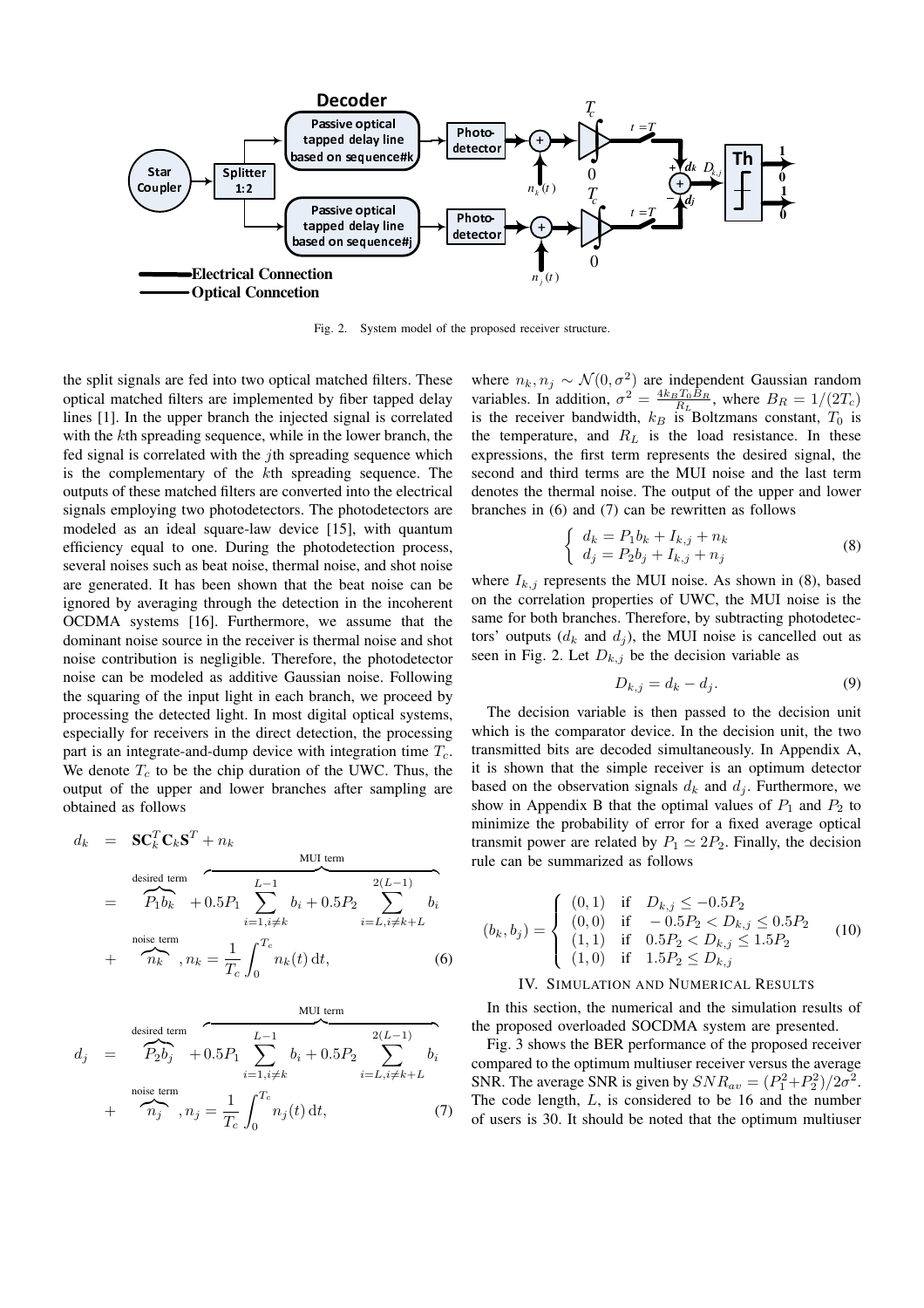Decoder

Star Coupler

Splitter 1:2

Passive optical tapped delay line based on sequence#k

Passive optical tapped delay line based on sequence#j

Photo-detector

Photo-detector

$n_k(t)$

$n_j(t)$

$T_c$

0

$T_c$

0

$t=T$

$t=T$

$d_k$

$d_j$

$D_{k,j}$

Th

1 0 1 0

Electrical Connection

Optical Conncetion

Fig. 2. System model of the proposed receiver structure.

the split signals are fed into two optical matched filters. These optical matched filters are implemented by fiber tapped delay lines [1]. In the upper branch the injected signal is correlated with the $k$th spreading sequence, while in the lower branch, the fed signal is correlated with the $j$th spreading sequence which is the complementary of the $k$th spreading sequence. The outputs of these matched filters are converted into the electrical signals employing two photodetectors. The photodetectors are modeled as an ideal square-law device [15], with quantum efficiency equal to one. During the photodetection process, several noises such as beat noise, thermal noise, and shot noise are generated. It has been shown that the beat noise can be ignored by averaging through the detection in the incoherent OCDMA systems [16]. Furthermore, we assume that the dominant noise source in the receiver is thermal noise and shot noise contribution is negligible. Therefore, the photodetector noise can be modeled as additive Gaussian noise. Following the squaring of the input light in each branch, we proceed by processing the detected light. In most digital optical systems, especially for receivers in the direct detection, the processing part is an integrate-and-dump device with integration time $T_c$. We denote $T_c$ to be the chip duration of the UWC. Thus, the output of the upper and lower branches after sampling are obtained as follows

$$
\begin{aligned}
d_k &= \mathbf{S}\mathbf{C}_k^T\mathbf{C}_k\mathbf{S}^T + n_k \\
&= \overbrace{P_1 b_k}^{\text{desired term}} + \overbrace{0.5P_1\sum_{i=1,i\neq k}^{L-1} b_i + 0.5P_2\sum_{i=L,i\neq k+L}^{2(L-1)} b_i}^{\text{MUI term}} \\
&+ \overbrace{n_k}^{\text{noise term}}, n_k = \frac{1}{T_c}\int_0^{T_c} n_k(t)\,\mathrm{d}t,
\end{aligned} \tag{6}
$$

$$
\begin{aligned}
d_j &= \overbrace{P_2 b_j}^{\text{desired term}} + \overbrace{0.5P_1\sum_{i=1,i\neq k}^{L-1} b_i + 0.5P_2\sum_{i=L,i\neq k+L}^{2(L-1)} b_i}^{\text{MUI term}} \\
&+ \overbrace{n_j}^{\text{noise term}}, n_j = \frac{1}{T_c}\int_0^{T_c} n_j(t)\,\mathrm{d}t,
\end{aligned} \tag{7}
$$

where $n_k, n_j \sim \mathcal{N}(0, \sigma^2)$ are independent Gaussian random variables. In addition, $\sigma^2 = \frac{4k_B T_0 B_R}{R_L}$, where $B_R = 1/(2T_c)$ is the receiver bandwidth, $k_B$ is Boltzmans constant, $T_0$ is the temperature, and $R_L$ is the load resistance. In these expressions, the first term represents the desired signal, the second and third terms are the MUI noise and the last term denotes the thermal noise. The output of the upper and lower branches in (6) and (7) can be rewritten as follows

$$
\begin{cases}
d_k = P_1 b_k + I_{k,j} + n_k \\
d_j = P_2 b_j + I_{k,j} + n_j
\end{cases} \tag{8}
$$

where $I_{k,j}$ represents the MUI noise. As shown in (8), based on the correlation properties of UWC, the MUI noise is the same for both branches. Therefore, by subtracting photodetectors' outputs ($d_k$ and $d_j$), the MUI noise is cancelled out as seen in Fig. 2. Let $D_{k,j}$ be the decision variable as

$$
D_{k,j} = d_k - d_j. \tag{9}
$$

The decision variable is then passed to the decision unit which is the comparator device. In the decision unit, the two transmitted bits are decoded simultaneously. In Appendix A, it is shown that the simple receiver is an optimum detector based on the observation signals $d_k$ and $d_j$. Furthermore, we show in Appendix B that the optimal values of $P_1$ and $P_2$ to minimize the probability of error for a fixed average optical transmit power are related by $P_1 \simeq 2P_2$. Finally, the decision rule can be summarized as follows

$$
(b_k, b_j) = \begin{cases}
(0,1) & \text{if} \quad D_{k,j} \leq -0.5P_2 \\
(0,0) & \text{if} \quad -0.5P_2 < D_{k,j} \leq 0.5P_2 \\
(1,1) & \text{if} \quad 0.5P_2 < D_{k,j} \leq 1.5P_2 \\
(1,0) & \text{if} \quad 1.5P_2 \leq D_{k,j}
\end{cases} \tag{10}
$$

## IV. Simulation and Numerical Results

In this section, the numerical and the simulation results of the proposed overloaded SOCDMA system are presented.

Fig. 3 shows the BER performance of the proposed receiver compared to the optimum multiuser receiver versus the average SNR. The average SNR is given by $SNR_{av} = (P_1^2 + P_2^2)/2\sigma^2$. The code length, $L$, is considered to be 16 and the number of users is 30. It should be noted that the optimum multiuser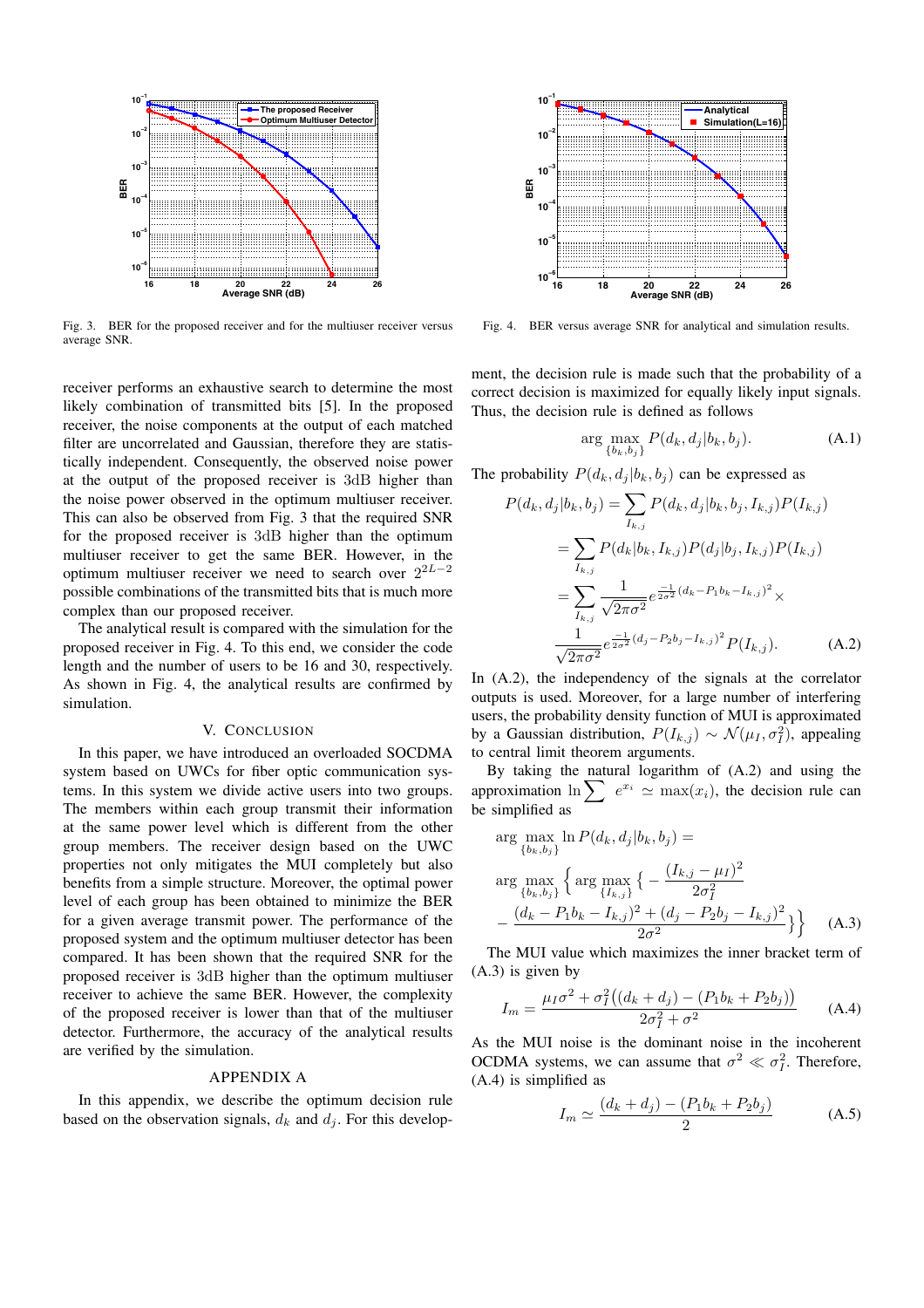10^-1
10^-2
10^-3
10^-4
10^-5
10^-6
BER
16 18 20 22 24 26
Average SNR (dB)
The proposed Receiver
Optimum Multiuser Detector

Fig. 3. BER for the proposed receiver and for the multiuser receiver versus average SNR.

10^-1
10^-2
10^-3
10^-4
10^-5
10^-6
BER
16 18 20 22 24 26
Average SNR (dB)
Analytical
Simulation(L=16)

Fig. 4. BER versus average SNR for analytical and simulation results.

receiver performs an exhaustive search to determine the most likely combination of transmitted bits [5]. In the proposed receiver, the noise components at the output of each matched filter are uncorrelated and Gaussian, therefore they are statistically independent. Consequently, the observed noise power at the output of the proposed receiver is 3dB higher than the noise power observed in the optimum multiuser receiver. This can also be observed from Fig. 3 that the required SNR for the proposed receiver is 3dB higher than the optimum multiuser receiver to get the same BER. However, in the optimum multiuser receiver we need to search over $2^{2L-2}$ possible combinations of the transmitted bits that is much more complex than our proposed receiver.

The analytical result is compared with the simulation for the proposed receiver in Fig. 4. To this end, we consider the code length and the number of users to be 16 and 30, respectively. As shown in Fig. 4, the analytical results are confirmed by simulation.

## V. Conclusion

In this paper, we have introduced an overloaded SOCDMA system based on UWCs for fiber optic communication systems. In this system we divide active users into two groups. The members within each group transmit their information at the same power level which is different from the other group members. The receiver design based on the UWC properties not only mitigates the MUI completely but also benefits from a simple structure. Moreover, the optimal power level of each group has been obtained to minimize the BER for a given average transmit power. The performance of the proposed system and the optimum multiuser detector has been compared. It has been shown that the required SNR for the proposed receiver is 3dB higher than the optimum multiuser receiver to achieve the same BER. However, the complexity of the proposed receiver is lower than that of the multiuser detector. Furthermore, the accuracy of the analytical results are verified by the simulation.

## Appendix A

In this appendix, we describe the optimum decision rule based on the observation signals, $d_k$ and $d_j$. For this development, the decision rule is made such that the probability of a correct decision is maximized for equally likely input signals. Thus, the decision rule is defined as follows

$$\arg \max_{\{b_k, b_j\}} P(d_k, d_j | b_k, b_j). \tag{A.1}$$

The probability $P(d_k, d_j | b_k, b_j)$ can be expressed as

$$\begin{aligned} P(d_k, d_j | b_k, b_j) &= \sum_{I_{k,j}} P(d_k, d_j | b_k, b_j, I_{k,j}) P(I_{k,j}) \\ &= \sum_{I_{k,j}} P(d_k | b_k, I_{k,j}) P(d_j | b_j, I_{k,j}) P(I_{k,j}) \\ &= \sum_{I_{k,j}} \frac{1}{\sqrt{2\pi\sigma^2}} e^{\frac{-1}{2\sigma^2}(d_k - P_1 b_k - I_{k,j})^2} \times \\ &\quad \frac{1}{\sqrt{2\pi\sigma^2}} e^{\frac{-1}{2\sigma^2}(d_j - P_2 b_j - I_{k,j})^2} P(I_{k,j}). \end{aligned} \tag{A.2}$$

In (A.2), the independency of the signals at the correlator outputs is used. Moreover, for a large number of interfering users, the probability density function of MUI is approximated by a Gaussian distribution, $P(I_{k,j}) \sim \mathcal{N}(\mu_I, \sigma_I^2)$, appealing to central limit theorem arguments.

By taking the natural logarithm of (A.2) and using the approximation $\ln \sum e^{x_i} \simeq \max(x_i)$, the decision rule can be simplified as

$$\begin{aligned} &\arg \max_{\{b_k, b_j\}} \ln P(d_k, d_j | b_k, b_j) = \\ &\arg \max_{\{b_k, b_j\}} \Big\{ \arg \max_{\{I_{k,j}\}} \big\{ -\frac{(I_{k,j} - \mu_I)^2}{2\sigma_I^2} \\ &- \frac{(d_k - P_1 b_k - I_{k,j})^2 + (d_j - P_2 b_j - I_{k,j})^2}{2\sigma^2} \big\} \Big\} \end{aligned} \tag{A.3}$$

The MUI value which maximizes the inner bracket term of (A.3) is given by

$$I_m = \frac{\mu_I \sigma^2 + \sigma_I^2 \big( (d_k + d_j) - (P_1 b_k + P_2 b_j) \big)}{2\sigma_I^2 + \sigma^2} \tag{A.4}$$

As the MUI noise is the dominant noise in the incoherent OCDMA systems, we can assume that $\sigma^2 \ll \sigma_I^2$. Therefore, (A.4) is simplified as

$$I_m \simeq \frac{(d_k + d_j) - (P_1 b_k + P_2 b_j)}{2} \tag{A.5}$$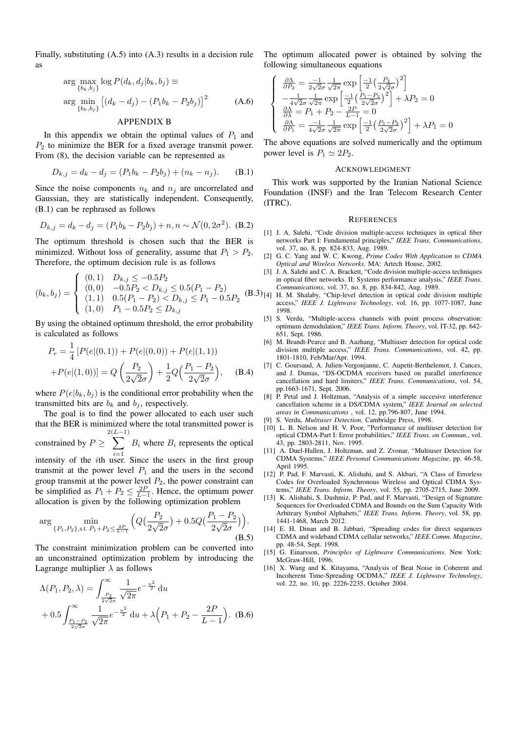Finally, substituting (A.5) into (A.3) results in a decision rule as

$$\arg\max_{\{b_k,b_j\}} \log P(d_k,d_j|b_k,b_j) \equiv$$
$$\arg\min_{\{b_k,b_j\}} \left[(d_k-d_j)-(P_1b_k-P_2b_j)\right]^2 \tag{A.6}$$

## APPENDIX B

In this appendix we obtain the optimal values of $P_1$ and $P_2$ to minimize the BER for a fixed average transmit power. From (8), the decision variable can be represented as

$$D_{k,j} = d_k - d_j = (P_1b_k - P_2b_j) + (n_k - n_j). \tag{B.1}$$

Since the noise components $n_k$ and $n_j$ are uncorrelated and Gaussian, they are statistically independent. Consequently, (B.1) can be rephrased as follows

$$D_{k,j} = d_k - d_j = (P_1b_k - P_2b_j) + n, n \sim \mathcal{N}(0, 2\sigma^2). \tag{B.2}$$

The optimum threshold is chosen such that the BER is minimized. Without loss of generality, assume that $P_1 > P_2$. Therefore, the optimum decision rule is as follows

$$(b_k,b_j) = \begin{cases} (0,1) & D_{k,j} \le -0.5P_2 \\ (0,0) & -0.5P_2 < D_{k,j} \le 0.5(P_1-P_2) \\ (1,1) & 0.5(P_1-P_2) < D_{k,j} \le P_1 - 0.5P_2 \\ (1,0) & P_1 - 0.5P_2 \le D_{k,j} \end{cases} \tag{B.3}$$

By using the obtained optimum threshold, the error probability is calculated as follows

$$P_e = \frac{1}{4}\left[P(e|(0,1)) + P(e|(0,0)) + P(e|(1,1)) + P(e|(1,0))\right] = Q\left(\frac{P_2}{2\sqrt{2}\sigma}\right) + \frac{1}{2}Q\Big(\frac{P_1-P_2}{2\sqrt{2}\sigma}\Big), \tag{B.4}$$

where $P(e|b_k,b_j)$ is the conditional error probability when the transmitted bits are $b_k$ and $b_j$, respectively.

The goal is to find the power allocated to each user such that the BER is minimized where the total transmitted power is constrained by $P \ge \sum_{i=1}^{2(L-1)} B_i$ where $B_i$ represents the optical intensity of the $i$th user. Since the users in the first group transmit at the power level $P_1$ and the users in the second group transmit at the power level $P_2$, the power constraint can be simplified as $P_1 + P_2 \le \frac{2P}{L-1}$. Hence, the optimum power allocation is given by the following optimization problem

$$\arg\min_{\{P_1,P_2\}, \text{s.t. } P_1+P_2 \le \frac{2P}{L-1}} \Big(Q\big(\frac{P_2}{2\sqrt{2}\sigma}\big) + 0.5Q\big(\frac{P_1-P_2}{2\sqrt{2}\sigma}\big)\Big). \tag{B.5}$$

The constraint minimization problem can be converted into an unconstrained optimization problem by introducing the Lagrange multiplier $\lambda$ as follows

$$\Lambda(P_1,P_2,\lambda) = \int_{\frac{P_2}{2\sqrt{2}\sigma}}^{\infty} \frac{1}{\sqrt{2\pi}} e^{-\frac{u^2}{2}}\,\mathrm{d}u + 0.5\int_{\frac{P_1-P_2}{2\sqrt{2}\sigma}}^{\infty} \frac{1}{\sqrt{2\pi}} e^{-\frac{u^2}{2}}\,\mathrm{d}u + \lambda\Big(P_1+P_2-\frac{2P}{L-1}\Big). \tag{B.6}$$

The optimum allocated power is obtained by solving the following simultaneous equations

$$\begin{cases} \frac{\partial\Lambda}{\partial P_2} = \frac{-1}{2\sqrt{2}\sigma}\frac{1}{\sqrt{2\pi}}\exp\left[\frac{-1}{2}\big(\frac{P_2}{2\sqrt{2}\sigma}\big)^2\right] \\ -\frac{1}{4\sqrt{2}\sigma}\frac{1}{\sqrt{2\pi}}\exp\left[\frac{-1}{2}\big(\frac{P_1-P_2}{2\sqrt{2}\sigma}\big)^2\right] + \lambda P_2 = 0 \\ \frac{\partial\Lambda}{\partial\lambda} = P_1 + P_2 - \frac{2P}{L-1} = 0 \\ \frac{\partial\Lambda}{\partial P_1} = \frac{-1}{4\sqrt{2}\sigma}\frac{1}{\sqrt{2\pi}}\exp\left[\frac{-1}{2}\big(\frac{P_1-P_2}{2\sqrt{2}\sigma}\big)^2\right] + \lambda P_1 = 0 \end{cases}$$

The above equations are solved numerically and the optimum power level is $P_1 \simeq 2P_2$.

## ACKNOWLEDGMENT

This work was supported by the Iranian National Science Foundation (INSF) and the Iran Telecom Research Center (ITRC).

## REFERENCES

[1] J. A. Salehi, "Code division multiple-access techniques in optical fiber networks Part I: Fundamental principles," *IEEE Trans. Communications*, vol. 37, no. 8, pp. 824-833, Aug. 1989.

[2] G. C. Yang and W. C. Kwong, *Prime Codes With Application to CDMA Optical and Wireless Networks.* MA: Artech House, 2002.

[3] J. A. Salehi and C. A. Brackett, "Code division multiple-access techniques in optical fiber networks. II: Systems performance analysis," *IEEE Trans. Communications*, vol. 37, no. 8, pp. 834-842, Aug. 1989.

[4] H. M. Shalaby, "Chip-level detection in optical code division multiple access," *IEEE J. Lightwave Technology*, vol. 16, pp. 1077-1087, June 1998.

[5] S. Verdu, "Multiple-access channels with point process observation: optimum demodulation," *IEEE Trans. Inform. Theory*, vol. IT-32, pp. 642-651, Sept. 1986.

[6] M. Brandt-Pearce and B. Aazhang, "Multiuser detection for optical code division multiple access," *IEEE Trans. Communications*, vol. 42, pp. 1801-1810, Feb/Mar/Apr. 1994.

[7] C. Goursaud, A. Julien-Vergonjanne, C. Aupetit-Berthelemot, J. Cances, and J. Dumas, "DS-OCDMA receivers based on parallel interference cancellation and hard limiters," *IEEE Trans. Communications*, vol. 54, pp.1663-1671, Sept. 2006.

[8] P. Petal and J. Holtzman, "Analysis of a simple succesive interference cancellation scheme in a DS/CDMA system," *IEEE Journal on selected areas in Communications* , vol. 12, pp.796-807, June 1994.

[9] S. Verdu, *Multiuser Detection.* Cambridge Press, 1998.

[10] L. B. Nelson and H. V. Poor, "Performance of multiuser detection for optical CDMA-Part I: Error probabilities," *IEEE Trans. on Commun.*, vol. 43, pp. 2803-2811, Nov. 1995.

[11] A. Duel-Hallen, J. Holtzman, and Z. Zvonar, "Multiuser Detection for CDMA Systems," *IEEE Personal Communications Magazine*, pp. 46-58, April 1995.

[12] P. Pad, F. Marvasti, K. Alishahi, and S. Akbari, "A Class of Errorless Codes for Overloaded Synchronous Wireless and Optical CDMA Systems," *IEEE Trans. Inform. Theory*, vol. 55, pp. 2705-2715, June 2009.

[13] K. Alishahi, S. Dashmiz, P. Pad, and F. Marvasti, "Design of Signature Sequences for Overloaded CDMA and Bounds on the Sum Capacity With Arbitrary Symbol Alphabets," *IEEE Trans. Inform. Theory*, vol. 58, pp. 1441-1468, March 2012.

[14] E. H. Dinan and B. Jabbari, "Spreading codes for direct sequences CDMA and wideband CDMA cellular networks," *IEEE Comm. Magazine*, pp. 48-54, Sept. 1998.

[15] G. Einarsson, *Principles of Lightwave Communications.* New York: McGraw-Hill, 1996.

[16] X. Wang and K. Kitayama, "Analysis of Beat Noise in Coherent and Incoherent Time-Spreading OCDMA," *IEEE J. Lightwave Technology*, vol. 22, no. 10, pp. 2226-2235, October 2004.